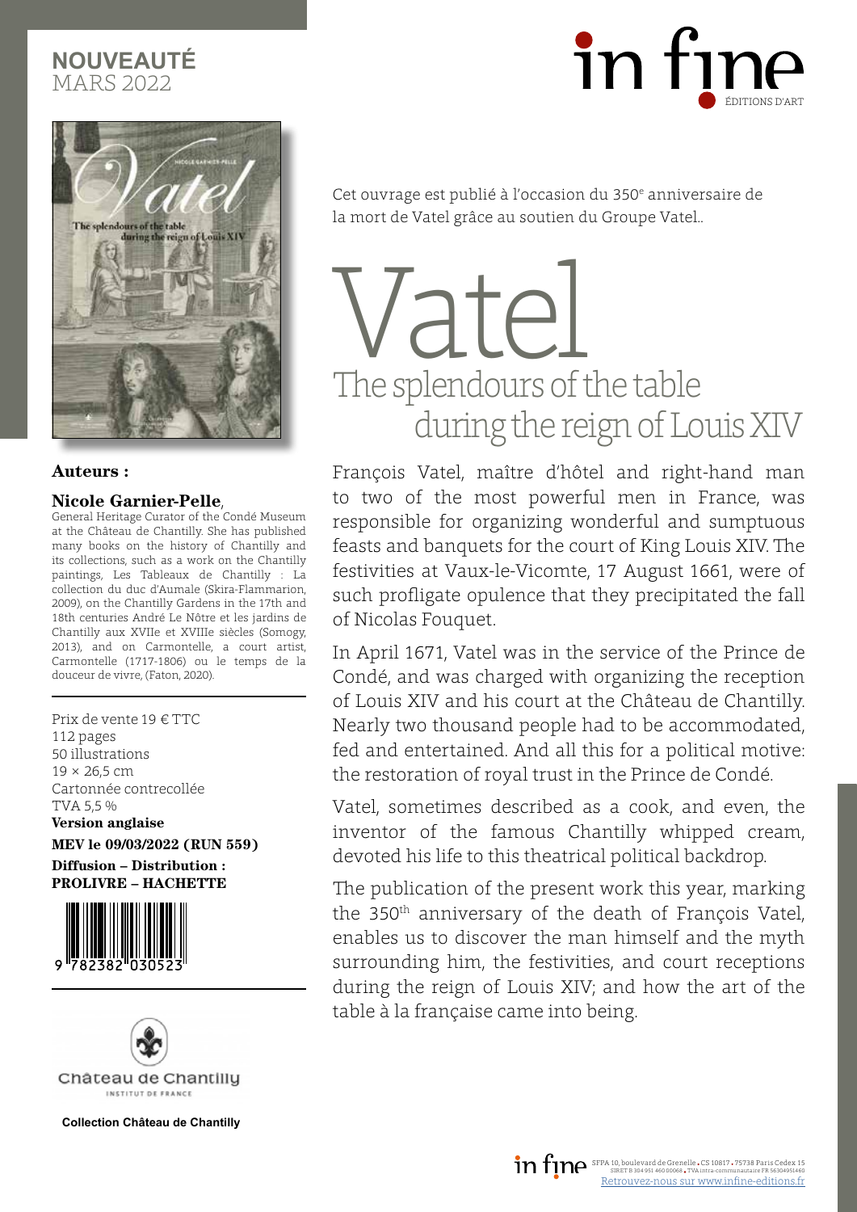**NOUVEAUTÉ**
MARS 2022

in fine
ÉDITIONS D'ART

Cet ouvrage est publié à l'occasion du 350e anniversaire de la mort de Vatel grâce au soutien du Groupe Vatel..

# Vatel
## The splendours of the table during the reign of Louis XIV

François Vatel, maître d'hôtel and right-hand man to two of the most powerful men in France, was responsible for organizing wonderful and sumptuous feasts and banquets for the court of King Louis XIV. The festivities at Vaux-le-Vicomte, 17 August 1661, were of such profligate opulence that they precipitated the fall of Nicolas Fouquet.

In April 1671, Vatel was in the service of the Prince de Condé, and was charged with organizing the reception of Louis XIV and his court at the Château de Chantilly. Nearly two thousand people had to be accommodated, fed and entertained. And all this for a political motive: the restoration of royal trust in the Prince de Condé.

Vatel, sometimes described as a cook, and even, the inventor of the famous Chantilly whipped cream, devoted his life to this theatrical political backdrop.

The publication of the present work this year, marking the 350th anniversary of the death of François Vatel, enables us to discover the man himself and the myth surrounding him, the festivities, and court receptions during the reign of Louis XIV; and how the art of the table à la française came into being.

**Auteurs :**

**Nicole Garnier-Pelle**,
General Heritage Curator of the Condé Museum at the Château de Chantilly. She has published many books on the history of Chantilly and its collections, such as a work on the Chantilly paintings, Les Tableaux de Chantilly : La collection du duc d'Aumale (Skira-Flammarion, 2009), on the Chantilly Gardens in the 17th and 18th centuries André Le Nôtre et les jardins de Chantilly aux XVIIe et XVIIIe siècles (Somogy, 2013), and on Carmontelle, a court artist, Carmontelle (1717-1806) ou le temps de la douceur de vivre, (Faton, 2020).

---

Prix de vente 19 € TTC
112 pages
50 illustrations
19 × 26,5 cm
Cartonnée contrecollée
TVA 5,5 %
**Version anglaise**
**MEV le 09/03/2022 (RUN 559)**
**Diffusion – Distribution : PROLIVRE – HACHETTE**

9 782382 030523

---

Château de Chantilly
INSTITUT DE FRANCE

**Collection Château de Chantilly**

in fine SFPA 10, boulevard de Grenelle . CS 10817 . 75738 Paris Cedex 15
SIRET B 304 951 460 00068 . TVA intra-communautaire FR 56304951460
Retrouvez-nous sur www.infine-editions.fr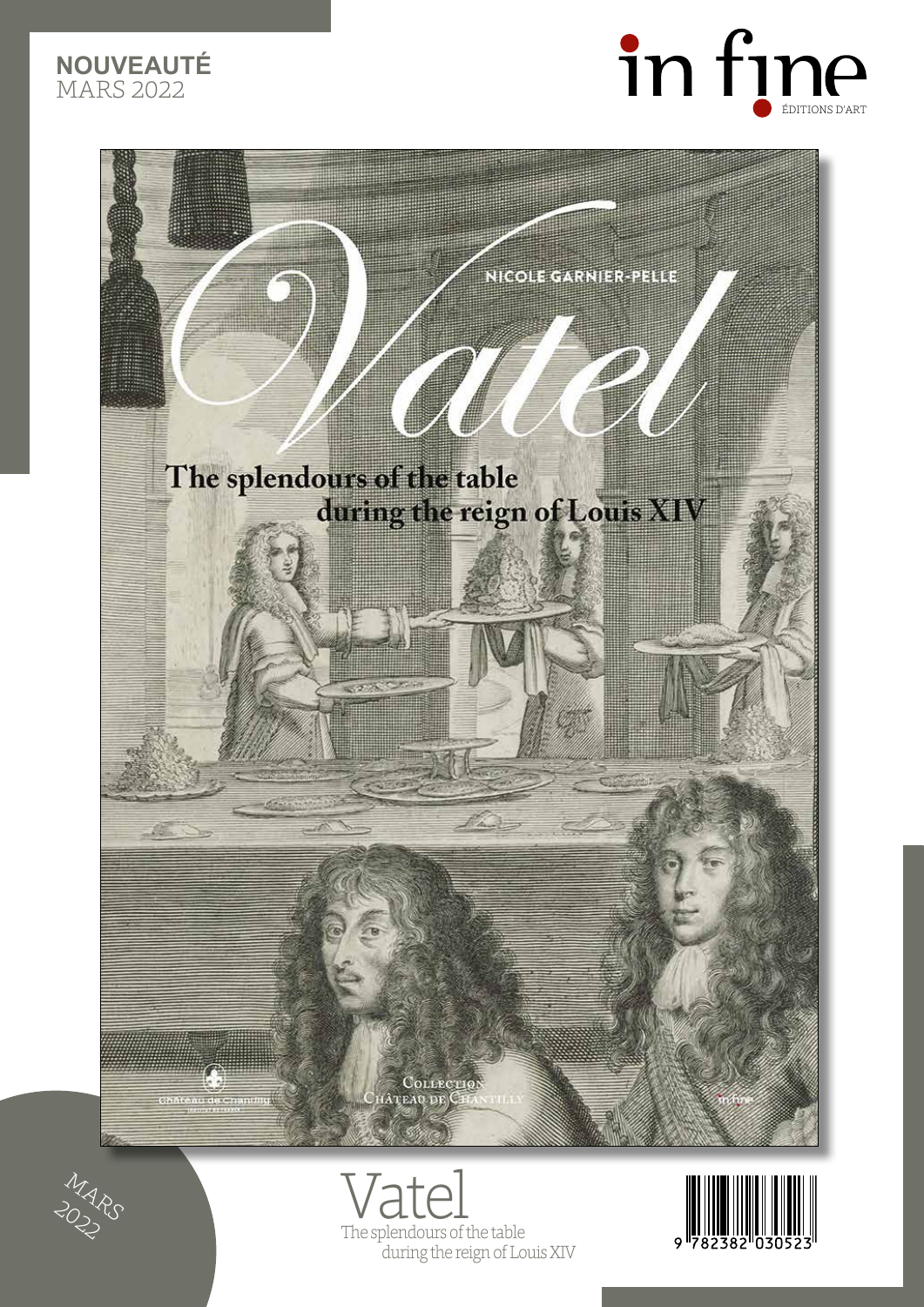**NOUVEAUTÉ**
MARS 2022

in fine
ÉDITIONS D'ART

NICOLE GARNIER-PELLE

# Vatel

The splendours of the table during the reign of Louis XIV

Collection Château de Chantilly

MARS 2022

# Vatel

The splendours of the table during the reign of Louis XIV

9 782382 030523